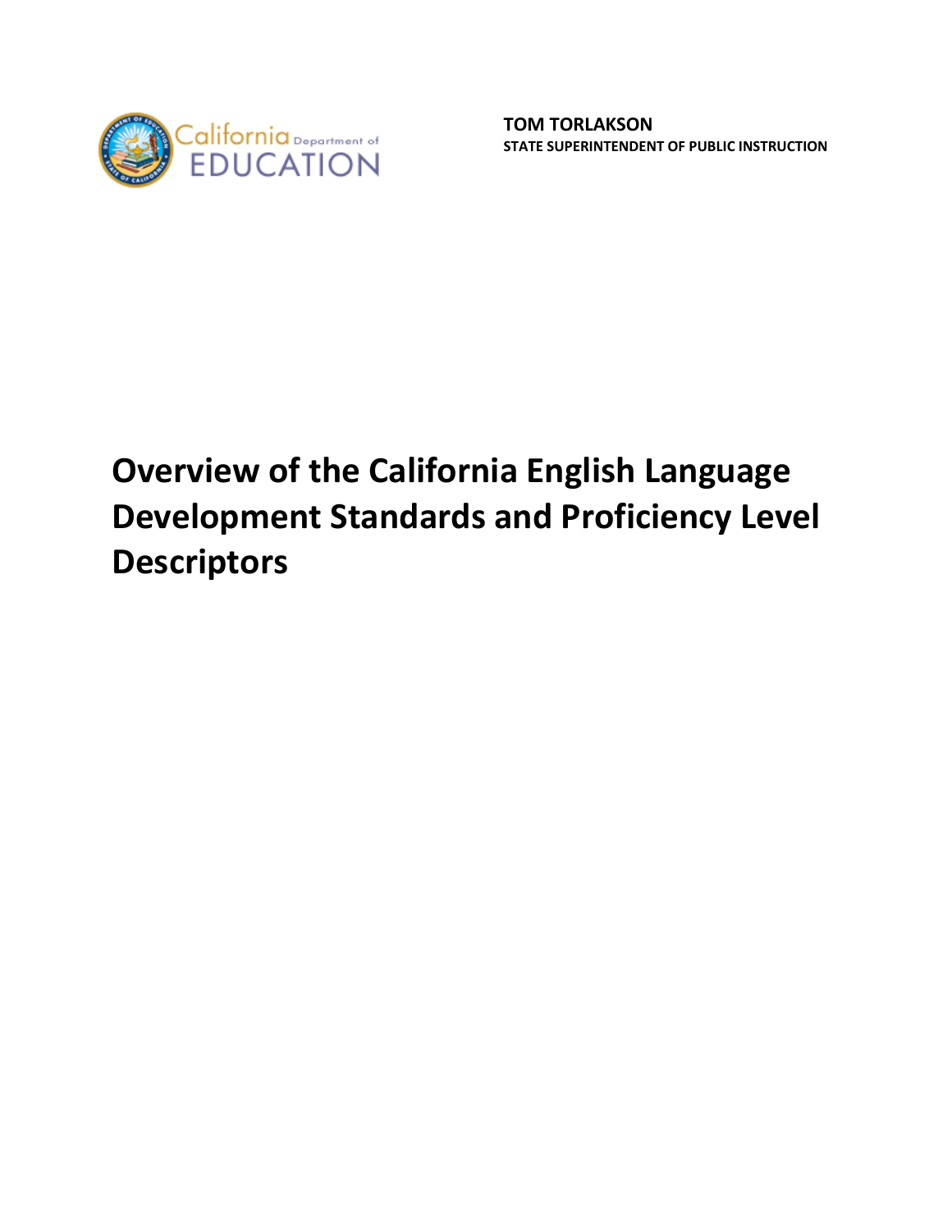California Department of EDUCATION

**TOM TORLAKSON**
**STATE SUPERINTENDENT OF PUBLIC INSTRUCTION**

# Overview of the California English Language Development Standards and Proficiency Level Descriptors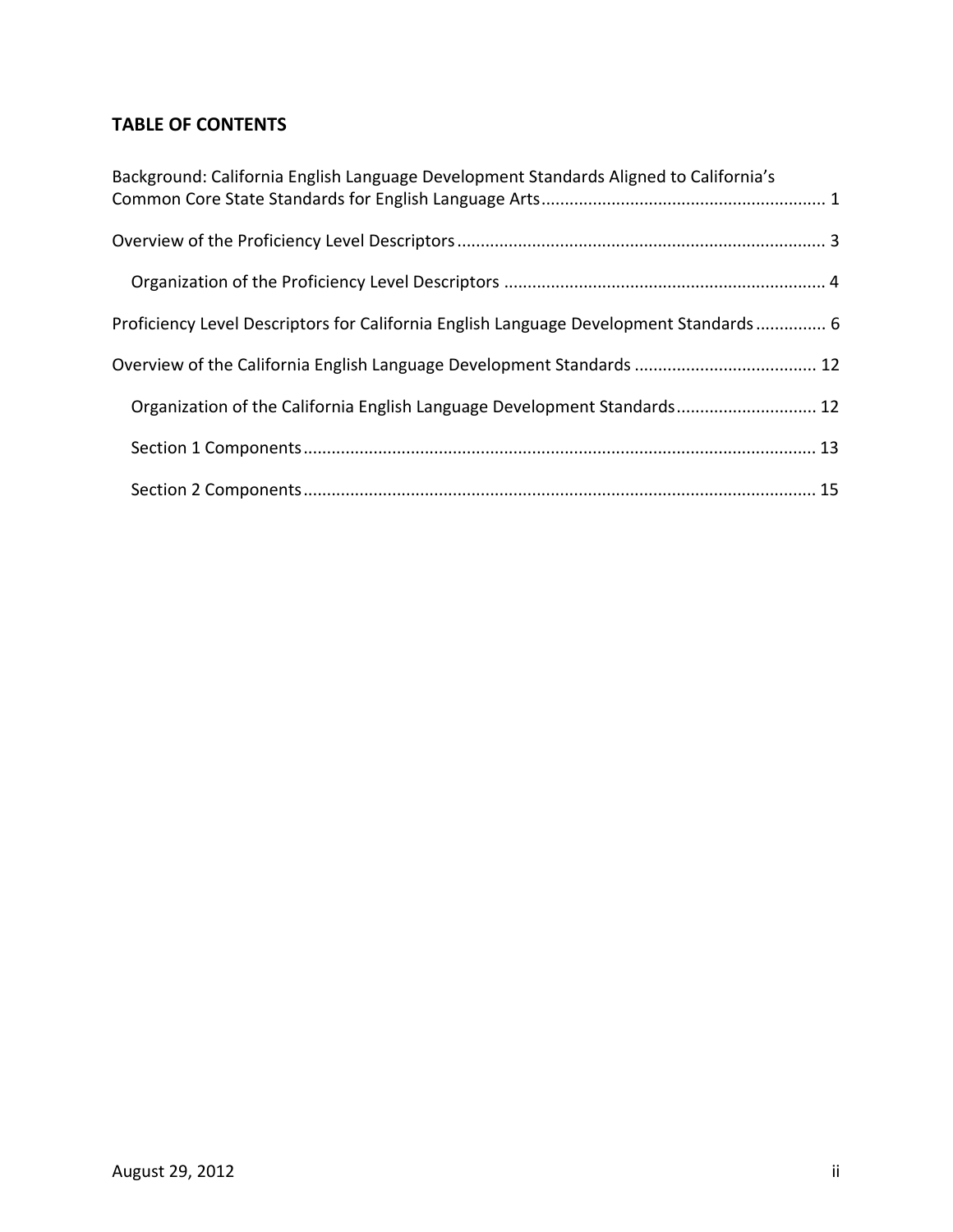## TABLE OF CONTENTS

Background: California English Language Development Standards Aligned to California's Common Core State Standards for English Language Arts ............................................................ 1

Overview of the Proficiency Level Descriptors ............................................................................ 3

- Organization of the Proficiency Level Descriptors .................................................................... 4

Proficiency Level Descriptors for California English Language Development Standards .............. 6

Overview of the California English Language Development Standards ...................................... 12

- Organization of the California English Language Development Standards ............................. 12
- Section 1 Components ............................................................................................................ 13
- Section 2 Components ............................................................................................................ 15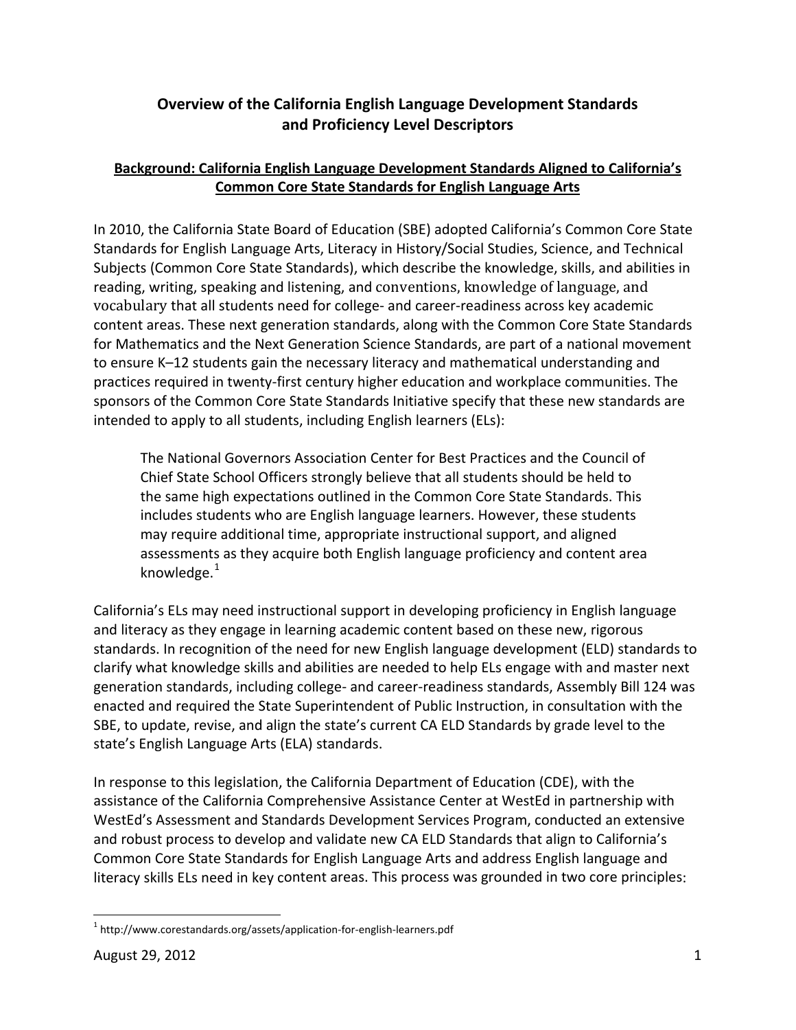# Overview of the California English Language Development Standards and Proficiency Level Descriptors

## Background: California English Language Development Standards Aligned to California's Common Core State Standards for English Language Arts

In 2010, the California State Board of Education (SBE) adopted California's Common Core State Standards for English Language Arts, Literacy in History/Social Studies, Science, and Technical Subjects (Common Core State Standards), which describe the knowledge, skills, and abilities in reading, writing, speaking and listening, and conventions, knowledge of language, and vocabulary that all students need for college- and career-readiness across key academic content areas. These next generation standards, along with the Common Core State Standards for Mathematics and the Next Generation Science Standards, are part of a national movement to ensure K–12 students gain the necessary literacy and mathematical understanding and practices required in twenty-first century higher education and workplace communities. The sponsors of the Common Core State Standards Initiative specify that these new standards are intended to apply to all students, including English learners (ELs):

> The National Governors Association Center for Best Practices and the Council of Chief State School Officers strongly believe that all students should be held to the same high expectations outlined in the Common Core State Standards. This includes students who are English language learners. However, these students may require additional time, appropriate instructional support, and aligned assessments as they acquire both English language proficiency and content area knowledge.[1]

California's ELs may need instructional support in developing proficiency in English language and literacy as they engage in learning academic content based on these new, rigorous standards. In recognition of the need for new English language development (ELD) standards to clarify what knowledge skills and abilities are needed to help ELs engage with and master next generation standards, including college- and career-readiness standards, Assembly Bill 124 was enacted and required the State Superintendent of Public Instruction, in consultation with the SBE, to update, revise, and align the state's current CA ELD Standards by grade level to the state's English Language Arts (ELA) standards.

In response to this legislation, the California Department of Education (CDE), with the assistance of the California Comprehensive Assistance Center at WestEd in partnership with WestEd's Assessment and Standards Development Services Program, conducted an extensive and robust process to develop and validate new CA ELD Standards that align to California's Common Core State Standards for English Language Arts and address English language and literacy skills ELs need in key content areas. This process was grounded in two core principles:

---

[1] http://www.corestandards.org/assets/application-for-english-learners.pdf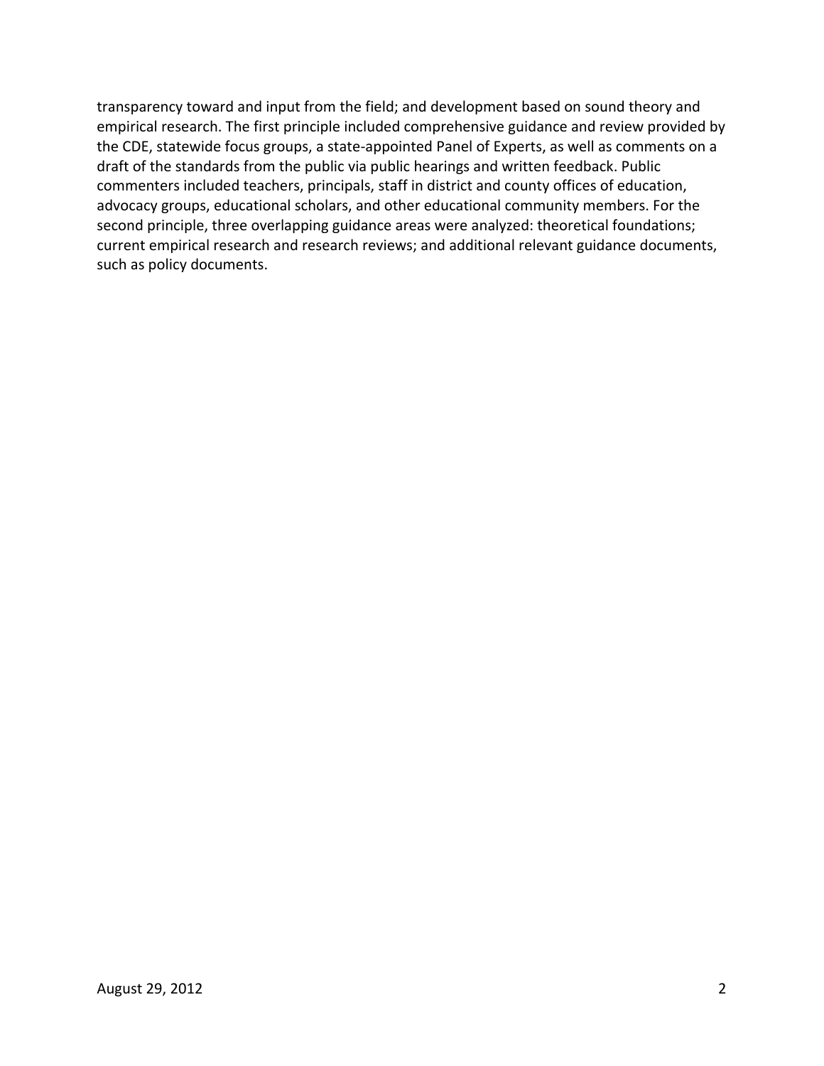transparency toward and input from the field; and development based on sound theory and empirical research. The first principle included comprehensive guidance and review provided by the CDE, statewide focus groups, a state-appointed Panel of Experts, as well as comments on a draft of the standards from the public via public hearings and written feedback. Public commenters included teachers, principals, staff in district and county offices of education, advocacy groups, educational scholars, and other educational community members. For the second principle, three overlapping guidance areas were analyzed: theoretical foundations; current empirical research and research reviews; and additional relevant guidance documents, such as policy documents.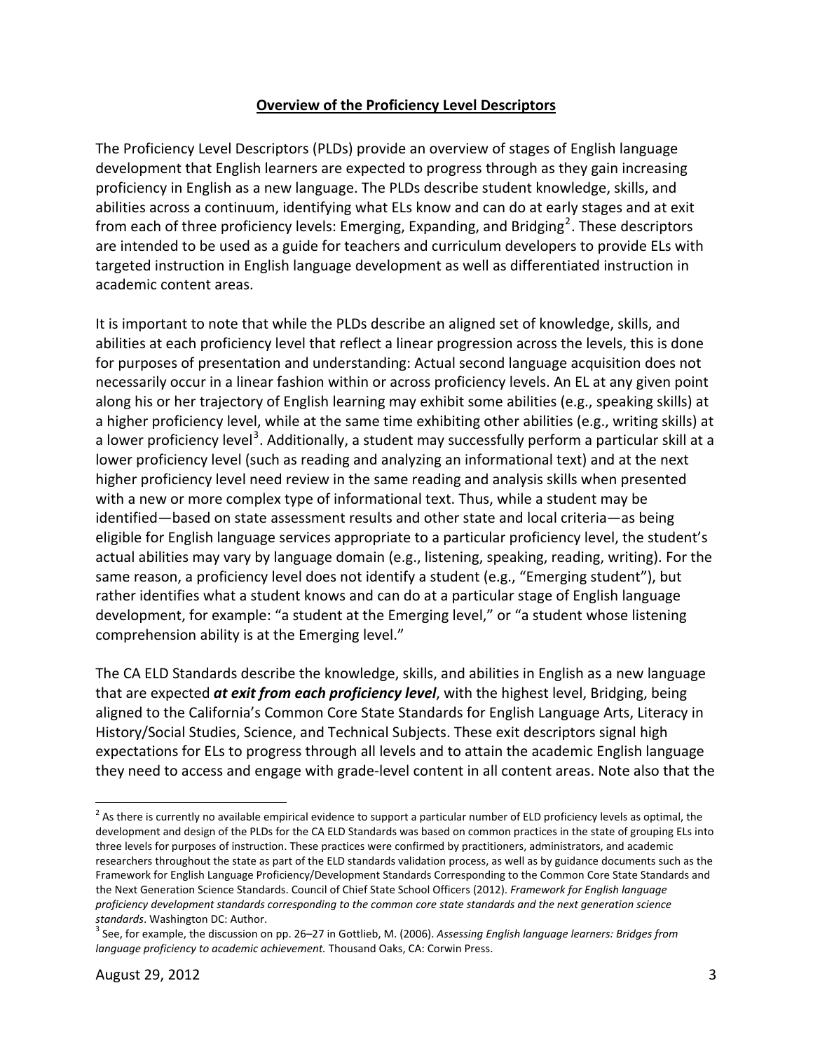## Overview of the Proficiency Level Descriptors

The Proficiency Level Descriptors (PLDs) provide an overview of stages of English language development that English learners are expected to progress through as they gain increasing proficiency in English as a new language. The PLDs describe student knowledge, skills, and abilities across a continuum, identifying what ELs know and can do at early stages and at exit from each of three proficiency levels: Emerging, Expanding, and Bridging[2]. These descriptors are intended to be used as a guide for teachers and curriculum developers to provide ELs with targeted instruction in English language development as well as differentiated instruction in academic content areas.

It is important to note that while the PLDs describe an aligned set of knowledge, skills, and abilities at each proficiency level that reflect a linear progression across the levels, this is done for purposes of presentation and understanding: Actual second language acquisition does not necessarily occur in a linear fashion within or across proficiency levels. An EL at any given point along his or her trajectory of English learning may exhibit some abilities (e.g., speaking skills) at a higher proficiency level, while at the same time exhibiting other abilities (e.g., writing skills) at a lower proficiency level[3]. Additionally, a student may successfully perform a particular skill at a lower proficiency level (such as reading and analyzing an informational text) and at the next higher proficiency level need review in the same reading and analysis skills when presented with a new or more complex type of informational text. Thus, while a student may be identified—based on state assessment results and other state and local criteria—as being eligible for English language services appropriate to a particular proficiency level, the student's actual abilities may vary by language domain (e.g., listening, speaking, reading, writing). For the same reason, a proficiency level does not identify a student (e.g., "Emerging student"), but rather identifies what a student knows and can do at a particular stage of English language development, for example: "a student at the Emerging level," or "a student whose listening comprehension ability is at the Emerging level."

The CA ELD Standards describe the knowledge, skills, and abilities in English as a new language that are expected ***at exit from each proficiency level***, with the highest level, Bridging, being aligned to the California's Common Core State Standards for English Language Arts, Literacy in History/Social Studies, Science, and Technical Subjects. These exit descriptors signal high expectations for ELs to progress through all levels and to attain the academic English language they need to access and engage with grade-level content in all content areas. Note also that the

---

[2] As there is currently no available empirical evidence to support a particular number of ELD proficiency levels as optimal, the development and design of the PLDs for the CA ELD Standards was based on common practices in the state of grouping ELs into three levels for purposes of instruction. These practices were confirmed by practitioners, administrators, and academic researchers throughout the state as part of the ELD standards validation process, as well as by guidance documents such as the Framework for English Language Proficiency/Development Standards Corresponding to the Common Core State Standards and the Next Generation Science Standards. Council of Chief State School Officers (2012). *Framework for English language proficiency development standards corresponding to the common core state standards and the next generation science standards*. Washington DC: Author.

[3] See, for example, the discussion on pp. 26–27 in Gottlieb, M. (2006). *Assessing English language learners: Bridges from language proficiency to academic achievement.* Thousand Oaks, CA: Corwin Press.

August 29, 2012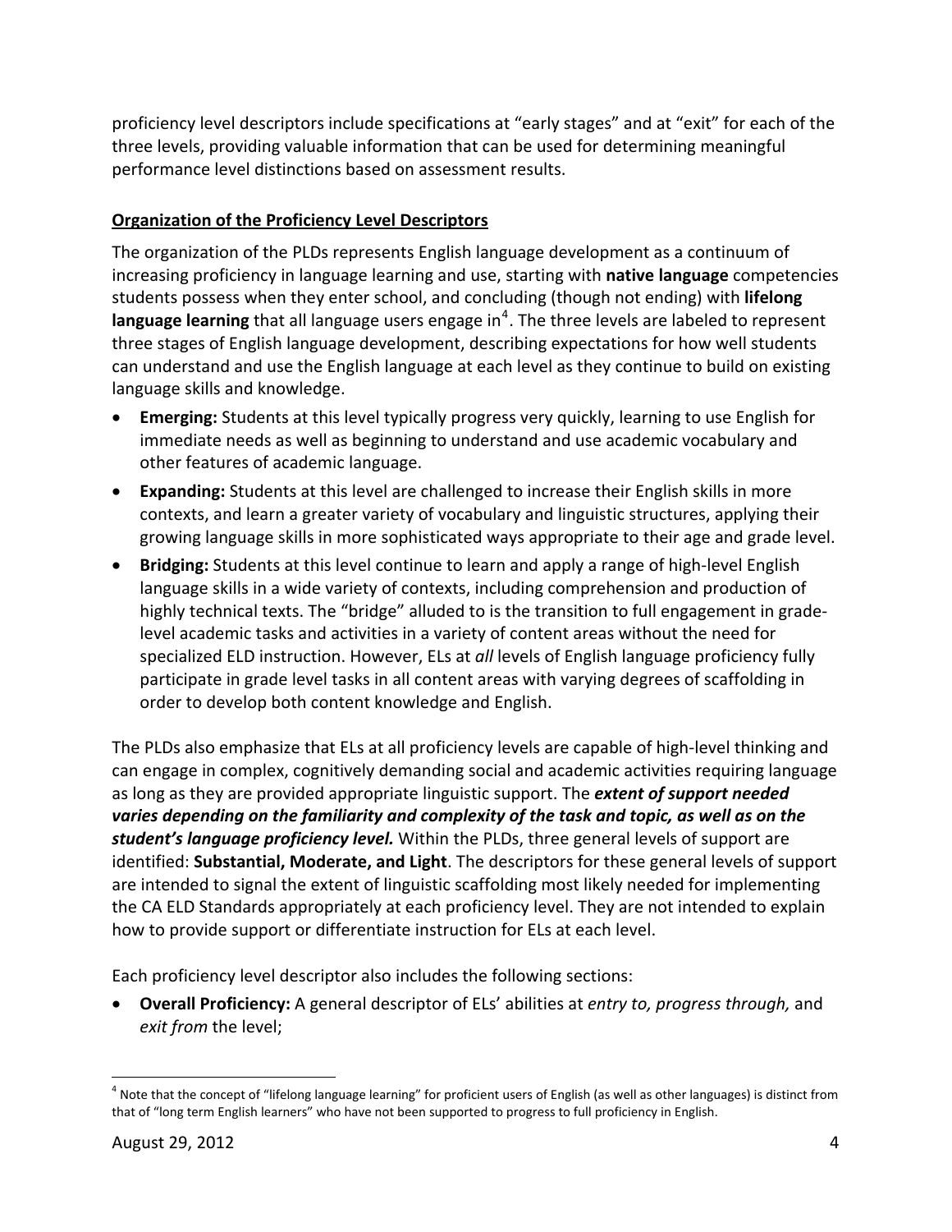proficiency level descriptors include specifications at "early stages" and at "exit" for each of the three levels, providing valuable information that can be used for determining meaningful performance level distinctions based on assessment results.

**Organization of the Proficiency Level Descriptors**

The organization of the PLDs represents English language development as a continuum of increasing proficiency in language learning and use, starting with **native language** competencies students possess when they enter school, and concluding (though not ending) with **lifelong language learning** that all language users engage in[4]. The three levels are labeled to represent three stages of English language development, describing expectations for how well students can understand and use the English language at each level as they continue to build on existing language skills and knowledge.

- **Emerging:** Students at this level typically progress very quickly, learning to use English for immediate needs as well as beginning to understand and use academic vocabulary and other features of academic language.
- **Expanding:** Students at this level are challenged to increase their English skills in more contexts, and learn a greater variety of vocabulary and linguistic structures, applying their growing language skills in more sophisticated ways appropriate to their age and grade level.
- **Bridging:** Students at this level continue to learn and apply a range of high-level English language skills in a wide variety of contexts, including comprehension and production of highly technical texts. The "bridge" alluded to is the transition to full engagement in grade-level academic tasks and activities in a variety of content areas without the need for specialized ELD instruction. However, ELs at *all* levels of English language proficiency fully participate in grade level tasks in all content areas with varying degrees of scaffolding in order to develop both content knowledge and English.

The PLDs also emphasize that ELs at all proficiency levels are capable of high-level thinking and can engage in complex, cognitively demanding social and academic activities requiring language as long as they are provided appropriate linguistic support. The ***extent of support needed varies depending on the familiarity and complexity of the task and topic, as well as on the student's language proficiency level.*** Within the PLDs, three general levels of support are identified: **Substantial, Moderate, and Light**. The descriptors for these general levels of support are intended to signal the extent of linguistic scaffolding most likely needed for implementing the CA ELD Standards appropriately at each proficiency level. They are not intended to explain how to provide support or differentiate instruction for ELs at each level.

Each proficiency level descriptor also includes the following sections:

- **Overall Proficiency:** A general descriptor of ELs' abilities at *entry to, progress through,* and *exit from* the level;

[4] Note that the concept of "lifelong language learning" for proficient users of English (as well as other languages) is distinct from that of "long term English learners" who have not been supported to progress to full proficiency in English.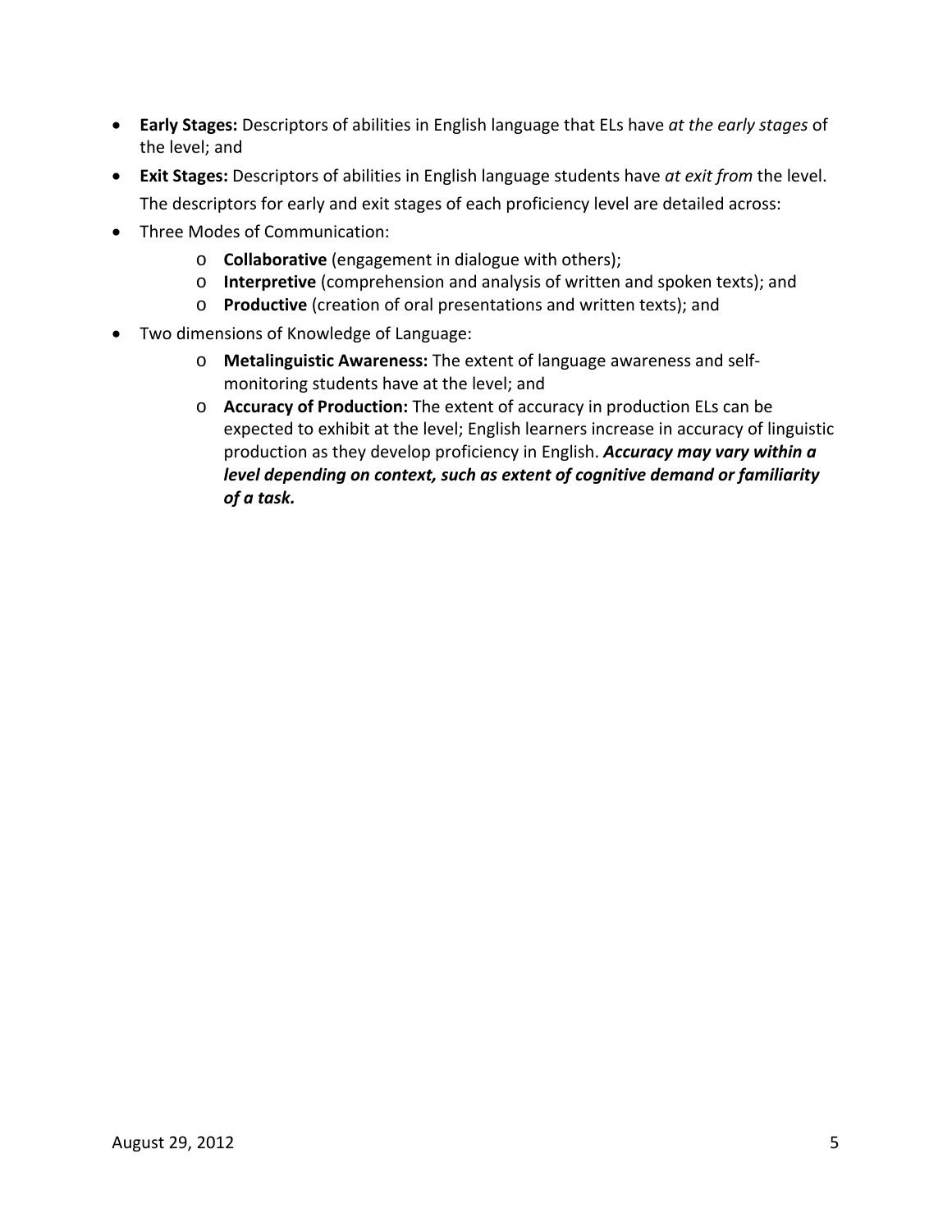- **Early Stages:** Descriptors of abilities in English language that ELs have *at the early stages* of the level; and
- **Exit Stages:** Descriptors of abilities in English language students have *at exit from* the level.

  The descriptors for early and exit stages of each proficiency level are detailed across:
- Three Modes of Communication:
  - **Collaborative** (engagement in dialogue with others);
  - **Interpretive** (comprehension and analysis of written and spoken texts); and
  - **Productive** (creation of oral presentations and written texts); and
- Two dimensions of Knowledge of Language:
  - **Metalinguistic Awareness:** The extent of language awareness and self-monitoring students have at the level; and
  - **Accuracy of Production:** The extent of accuracy in production ELs can be expected to exhibit at the level; English learners increase in accuracy of linguistic production as they develop proficiency in English. ***Accuracy may vary within a level depending on context, such as extent of cognitive demand or familiarity of a task.***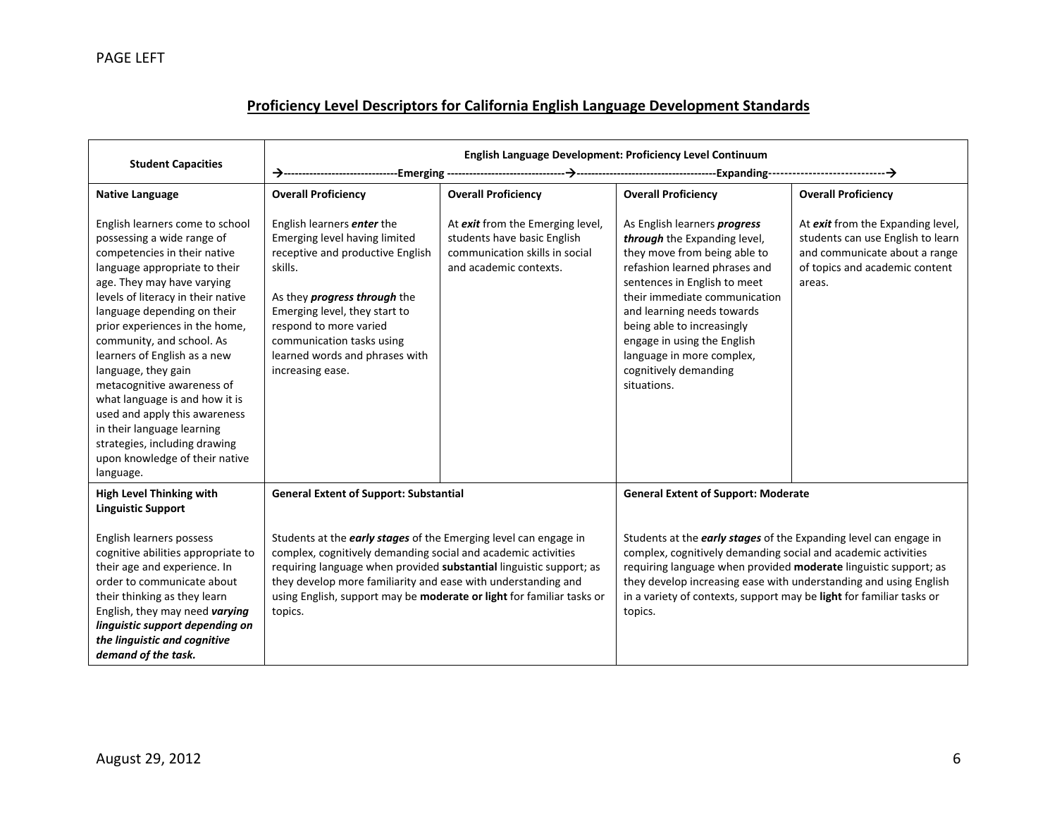PAGE LEFT

## Proficiency Level Descriptors for California English Language Development Standards

| Student Capacities | English Language Development: Proficiency Level Continuum →------------------------------Emerging ------------------------------→------------------------------Expanding------------------------------→ | | | |
|---|---|---|---|---|
| **Native Language**<br><br>English learners come to school possessing a wide range of competencies in their native language appropriate to their age. They may have varying levels of literacy in their native language depending on their prior experiences in the home, community, and school. As learners of English as a new language, they gain metacognitive awareness of what language is and how it is used and apply this awareness in their language learning strategies, including drawing upon knowledge of their native language. | **Overall Proficiency**<br><br>English learners ***enter*** the Emerging level having limited receptive and productive English skills.<br><br>As they ***progress through*** the Emerging level, they start to respond to more varied communication tasks using learned words and phrases with increasing ease. | **Overall Proficiency**<br><br>At ***exit*** from the Emerging level, students have basic English communication skills in social and academic contexts. | **Overall Proficiency**<br><br>As English learners ***progress through*** the Expanding level, they move from being able to refashion learned phrases and sentences in English to meet their immediate communication and learning needs towards being able to increasingly engage in using the English language in more complex, cognitively demanding situations. | **Overall Proficiency**<br><br>At ***exit*** from the Expanding level, students can use English to learn and communicate about a range of topics and academic content areas. |
| **High Level Thinking with Linguistic Support**<br><br>English learners possess cognitive abilities appropriate to their age and experience. In order to communicate about their thinking as they learn English, they may need ***varying linguistic support depending on the linguistic and cognitive demand of the task.*** | **General Extent of Support: Substantial**<br><br>Students at the ***early stages*** of the Emerging level can engage in complex, cognitively demanding social and academic activities requiring language when provided **substantial** linguistic support; as they develop more familiarity and ease with understanding and using English, support may be **moderate or light** for familiar tasks or topics. | | **General Extent of Support: Moderate**<br><br>Students at the ***early stages*** of the Expanding level can engage in complex, cognitively demanding social and academic activities requiring language when provided **moderate** linguistic support; as they develop increasing ease with understanding and using English in a variety of contexts, support may be **light** for familiar tasks or topics. | |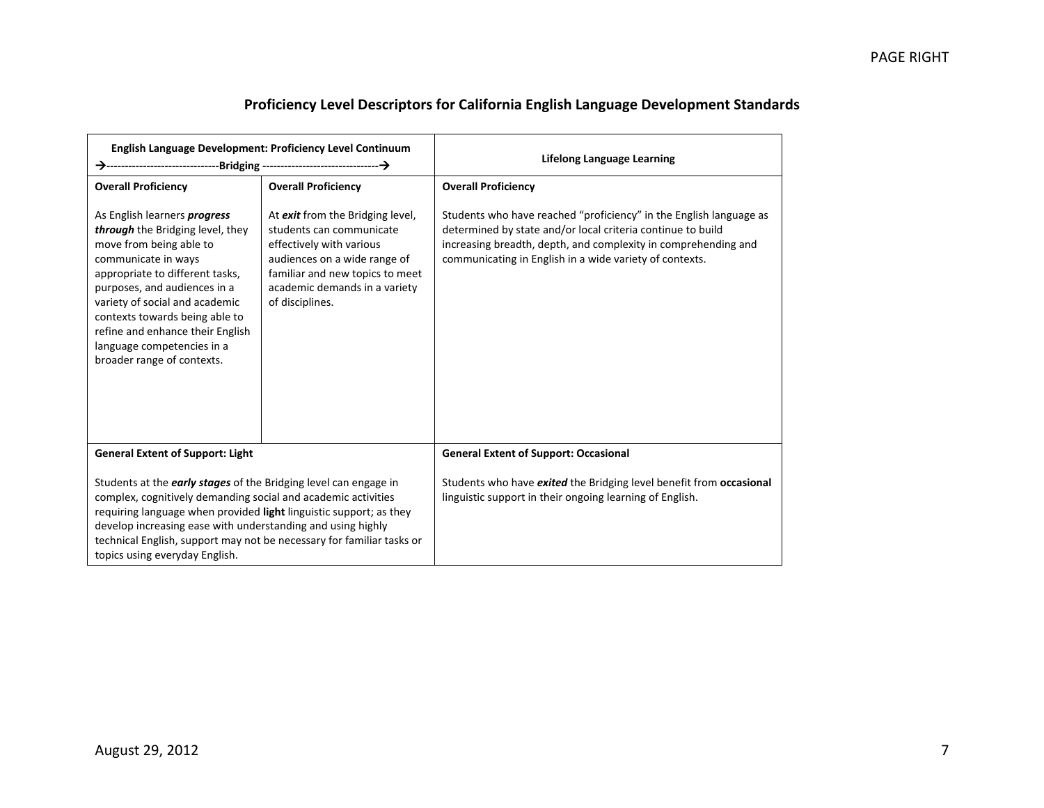## Proficiency Level Descriptors for California English Language Development Standards

| English Language Development: Proficiency Level Continuum →-------------------------------Bridging --------------------------------→ | | Lifelong Language Learning |
|---|---|---|
| **Overall Proficiency**<br><br>As English learners ***progress through*** the Bridging level, they move from being able to communicate in ways appropriate to different tasks, purposes, and audiences in a variety of social and academic contexts towards being able to refine and enhance their English language competencies in a broader range of contexts. | **Overall Proficiency**<br><br>At ***exit*** from the Bridging level, students can communicate effectively with various audiences on a wide range of familiar and new topics to meet academic demands in a variety of disciplines. | **Overall Proficiency**<br><br>Students who have reached "proficiency" in the English language as determined by state and/or local criteria continue to build increasing breadth, depth, and complexity in comprehending and communicating in English in a wide variety of contexts. |
| **General Extent of Support: Light**<br><br>Students at the ***early stages*** of the Bridging level can engage in complex, cognitively demanding social and academic activities requiring language when provided **light** linguistic support; as they develop increasing ease with understanding and using highly technical English, support may not be necessary for familiar tasks or topics using everyday English. | | **General Extent of Support: Occasional**<br><br>Students who have ***exited*** the Bridging level benefit from **occasional** linguistic support in their ongoing learning of English. |

August 29, 2012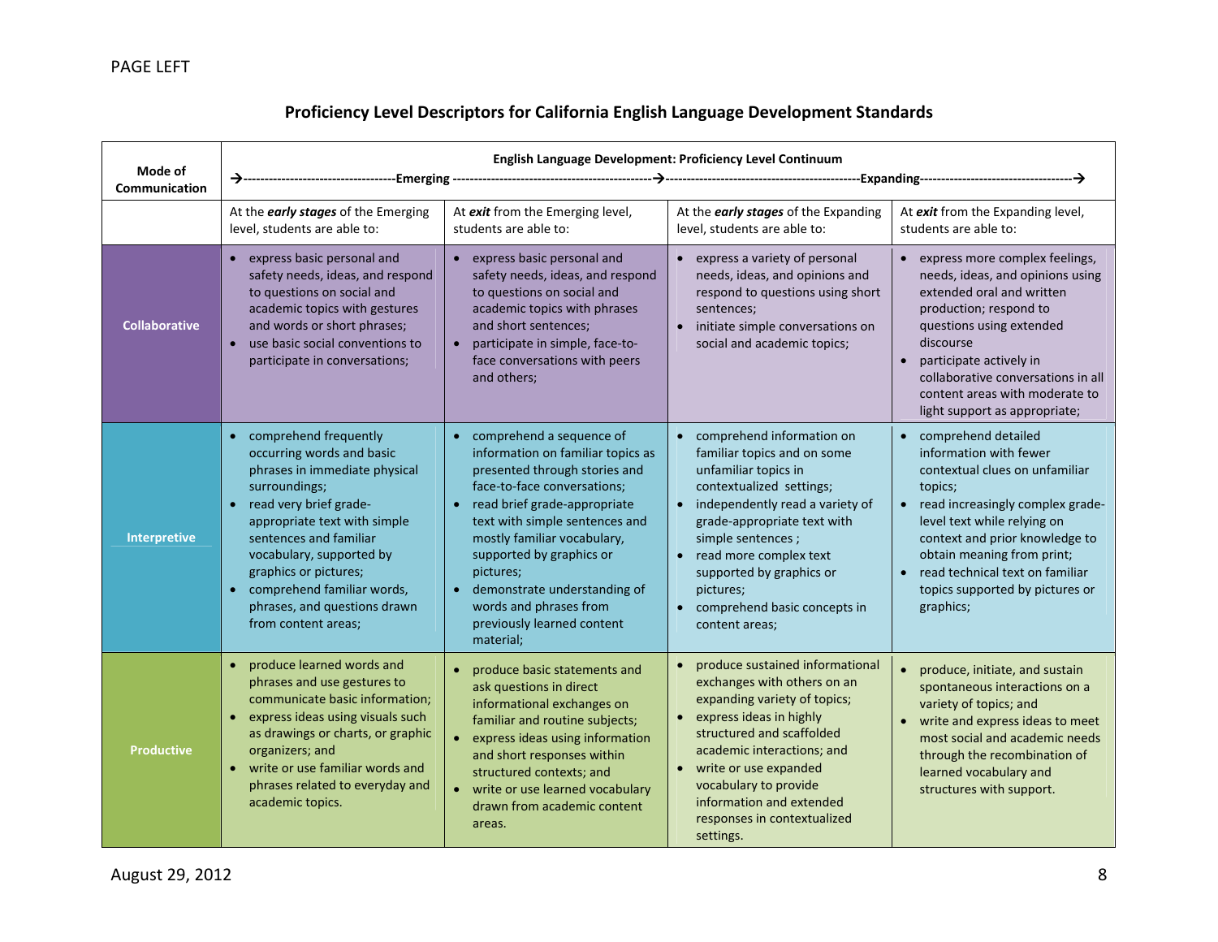## Proficiency Level Descriptors for California English Language Development Standards

| Mode of Communication | English Language Development: Proficiency Level Continuum →----------Emerging----------→ | | ----------Expanding----------→ | |
|---|---|---|---|---|
| | At the ***early stages*** of the Emerging level, students are able to: | At ***exit*** from the Emerging level, students are able to: | At the ***early stages*** of the Expanding level, students are able to: | At ***exit*** from the Expanding level, students are able to: |
| **Collaborative** | • express basic personal and safety needs, ideas, and respond to questions on social and academic topics with gestures and words or short phrases;<br>• use basic social conventions to participate in conversations; | • express basic personal and safety needs, ideas, and respond to questions on social and academic topics with phrases and short sentences;<br>• participate in simple, face-to-face conversations with peers and others; | • express a variety of personal needs, ideas, and opinions and respond to questions using short sentences;<br>• initiate simple conversations on social and academic topics; | • express more complex feelings, needs, ideas, and opinions using extended oral and written production; respond to questions using extended discourse<br>• participate actively in collaborative conversations in all content areas with moderate to light support as appropriate; |
| **Interpretive** | • comprehend frequently occurring words and basic phrases in immediate physical surroundings;<br>• read very brief grade-appropriate text with simple sentences and familiar vocabulary, supported by graphics or pictures;<br>• comprehend familiar words, phrases, and questions drawn from content areas; | • comprehend a sequence of information on familiar topics as presented through stories and face-to-face conversations;<br>• read brief grade-appropriate text with simple sentences and mostly familiar vocabulary, supported by graphics or pictures;<br>• demonstrate understanding of words and phrases from previously learned content material; | • comprehend information on familiar topics and on some unfamiliar topics in contextualized settings;<br>• independently read a variety of grade-appropriate text with simple sentences ;<br>• read more complex text supported by graphics or pictures;<br>• comprehend basic concepts in content areas; | • comprehend detailed information with fewer contextual clues on unfamiliar topics;<br>• read increasingly complex grade-level text while relying on context and prior knowledge to obtain meaning from print;<br>• read technical text on familiar topics supported by pictures or graphics; |
| **Productive** | • produce learned words and phrases and use gestures to communicate basic information;<br>• express ideas using visuals such as drawings or charts, or graphic organizers; and<br>• write or use familiar words and phrases related to everyday and academic topics. | • produce basic statements and ask questions in direct informational exchanges on familiar and routine subjects;<br>• express ideas using information and short responses within structured contexts; and<br>• write or use learned vocabulary drawn from academic content areas. | • produce sustained informational exchanges with others on an expanding variety of topics;<br>• express ideas in highly structured and scaffolded academic interactions; and<br>• write or use expanded vocabulary to provide information and extended responses in contextualized settings. | • produce, initiate, and sustain spontaneous interactions on a variety of topics; and<br>• write and express ideas to meet most social and academic needs through the recombination of learned vocabulary and structures with support. |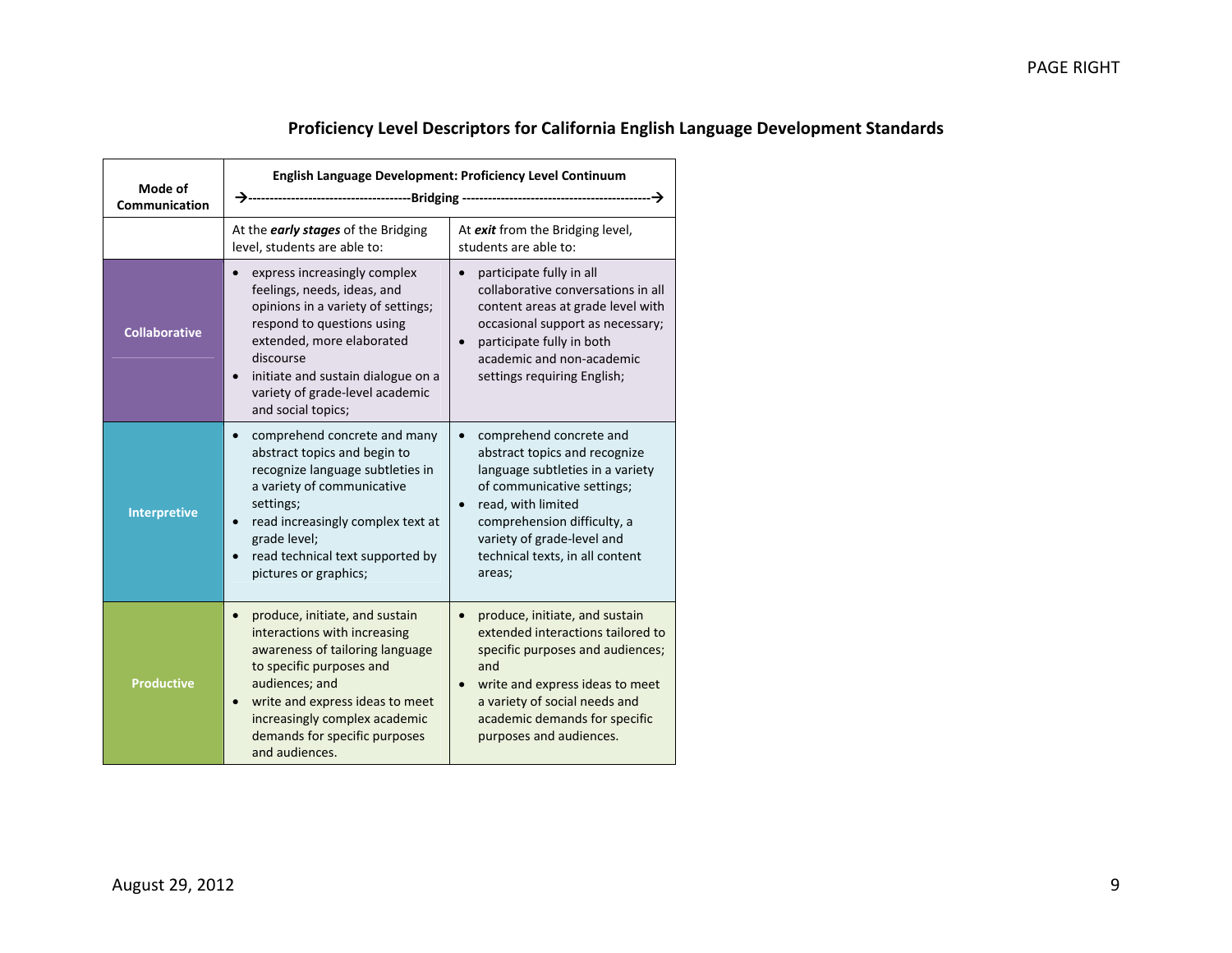## Proficiency Level Descriptors for California English Language Development Standards

| Mode of Communication | **English Language Development: Proficiency Level Continuum** →------------------------------------Bridging -------------------------------------------→ | |
|---|---|---|
| | At the ***early stages*** of the Bridging level, students are able to: | At ***exit*** from the Bridging level, students are able to: |
| **Collaborative** | • express increasingly complex feelings, needs, ideas, and opinions in a variety of settings; respond to questions using extended, more elaborated discourse<br>• initiate and sustain dialogue on a variety of grade-level academic and social topics; | • participate fully in all collaborative conversations in all content areas at grade level with occasional support as necessary;<br>• participate fully in both academic and non-academic settings requiring English; |
| **Interpretive** | • comprehend concrete and many abstract topics and begin to recognize language subtleties in a variety of communicative settings;<br>• read increasingly complex text at grade level;<br>• read technical text supported by pictures or graphics; | • comprehend concrete and abstract topics and recognize language subtleties in a variety of communicative settings;<br>• read, with limited comprehension difficulty, a variety of grade-level and technical texts, in all content areas; |
| **Productive** | • produce, initiate, and sustain interactions with increasing awareness of tailoring language to specific purposes and audiences; and<br>• write and express ideas to meet increasingly complex academic demands for specific purposes and audiences. | • produce, initiate, and sustain extended interactions tailored to specific purposes and audiences; and<br>• write and express ideas to meet a variety of social needs and academic demands for specific purposes and audiences. |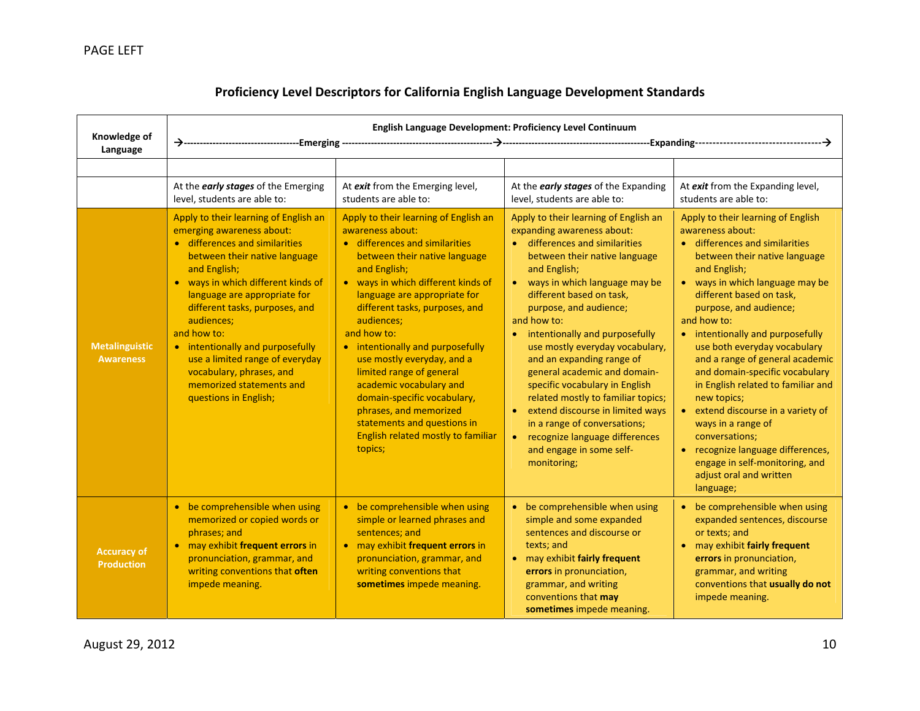PAGE LEFT

## Proficiency Level Descriptors for California English Language Development Standards

| Knowledge of Language | English Language Development: Proficiency Level Continuum →-----Emerging-----→-----Expanding-----→ | | | |
|---|---|---|---|---|
| | | | | |
| | At the ***early stages*** of the Emerging level, students are able to: | At ***exit*** from the Emerging level, students are able to: | At the ***early stages*** of the Expanding level, students are able to: | At ***exit*** from the Expanding level, students are able to: |
| **Metalinguistic Awareness** | Apply to their learning of English an emerging awareness about:<br>• differences and similarities between their native language and English;<br>• ways in which different kinds of language are appropriate for different tasks, purposes, and audiences;<br>and how to:<br>• intentionally and purposefully use a limited range of everyday vocabulary, phrases, and memorized statements and questions in English; | Apply to their learning of English an awareness about:<br>• differences and similarities between their native language and English;<br>• ways in which different kinds of language are appropriate for different tasks, purposes, and audiences;<br>and how to:<br>• intentionally and purposefully use mostly everyday, and a limited range of general academic vocabulary and domain-specific vocabulary, phrases, and memorized statements and questions in English related mostly to familiar topics; | Apply to their learning of English an expanding awareness about:<br>• differences and similarities between their native language and English;<br>• ways in which language may be different based on task, purpose, and audience;<br>and how to:<br>• intentionally and purposefully use mostly everyday vocabulary, and an expanding range of general academic and domain-specific vocabulary in English related mostly to familiar topics;<br>• extend discourse in limited ways in a range of conversations;<br>• recognize language differences and engage in some self-monitoring; | Apply to their learning of English awareness about:<br>• differences and similarities between their native language and English;<br>• ways in which language may be different based on task, purpose, and audience;<br>and how to:<br>• intentionally and purposefully use both everyday vocabulary and a range of general academic and domain-specific vocabulary in English related to familiar and new topics;<br>• extend discourse in a variety of ways in a range of conversations;<br>• recognize language differences, engage in self-monitoring, and adjust oral and written language; |
| **Accuracy of Production** | • be comprehensible when using memorized or copied words or phrases; and<br>• may exhibit **frequent errors** in pronunciation, grammar, and writing conventions that **often** impede meaning. | • be comprehensible when using simple or learned phrases and sentences; and<br>• may exhibit **frequent errors** in pronunciation, grammar, and writing conventions that **sometimes** impede meaning. | • be comprehensible when using simple and some expanded sentences and discourse or texts; and<br>• may exhibit **fairly frequent errors** in pronunciation, grammar, and writing conventions that **may sometimes** impede meaning. | • be comprehensible when using expanded sentences, discourse or texts; and<br>• may exhibit **fairly frequent errors** in pronunciation, grammar, and writing conventions that **usually do not** impede meaning. |

August 29, 2012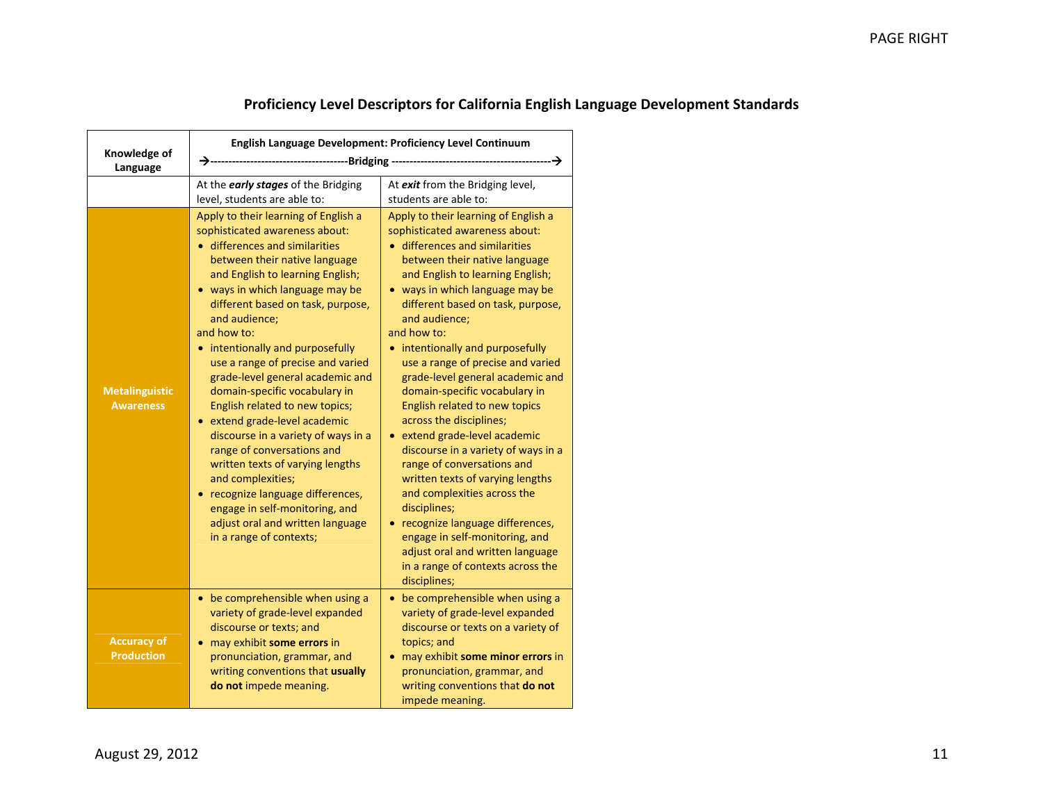## Proficiency Level Descriptors for California English Language Development Standards

| Knowledge of Language | English Language Development: Proficiency Level Continuum →------Bridging------→ | |
|---|---|---|
| | At the ***early stages*** of the Bridging level, students are able to: | At ***exit*** from the Bridging level, students are able to: |
| **Metalinguistic Awareness** | Apply to their learning of English a sophisticated awareness about:<br>• differences and similarities between their native language and English to learning English;<br>• ways in which language may be different based on task, purpose, and audience;<br>and how to:<br>• intentionally and purposefully use a range of precise and varied grade-level general academic and domain-specific vocabulary in English related to new topics;<br>• extend grade-level academic discourse in a variety of ways in a range of conversations and written texts of varying lengths and complexities;<br>• recognize language differences, engage in self-monitoring, and adjust oral and written language in a range of contexts; | Apply to their learning of English a sophisticated awareness about:<br>• differences and similarities between their native language and English to learning English;<br>• ways in which language may be different based on task, purpose, and audience;<br>and how to:<br>• intentionally and purposefully use a range of precise and varied grade-level general academic and domain-specific vocabulary in English related to new topics across the disciplines;<br>• extend grade-level academic discourse in a variety of ways in a range of conversations and written texts of varying lengths and complexities across the disciplines;<br>• recognize language differences, engage in self-monitoring, and adjust oral and written language in a range of contexts across the disciplines; |
| **Accuracy of Production** | • be comprehensible when using a variety of grade-level expanded discourse or texts; and<br>• may exhibit **some errors** in pronunciation, grammar, and writing conventions that **usually do not** impede meaning. | • be comprehensible when using a variety of grade-level expanded discourse or texts on a variety of topics; and<br>• may exhibit **some minor errors** in pronunciation, grammar, and writing conventions that **do not** impede meaning. |

August 29, 2012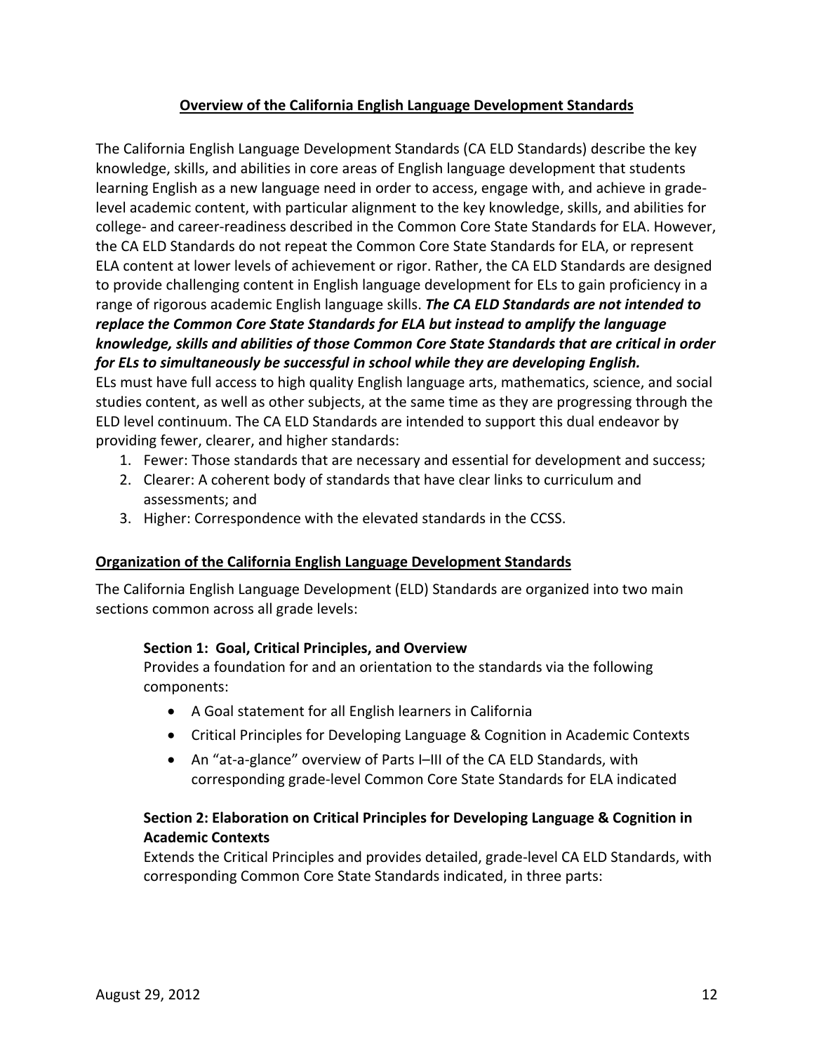## Overview of the California English Language Development Standards

The California English Language Development Standards (CA ELD Standards) describe the key knowledge, skills, and abilities in core areas of English language development that students learning English as a new language need in order to access, engage with, and achieve in grade-level academic content, with particular alignment to the key knowledge, skills, and abilities for college- and career-readiness described in the Common Core State Standards for ELA. However, the CA ELD Standards do not repeat the Common Core State Standards for ELA, or represent ELA content at lower levels of achievement or rigor. Rather, the CA ELD Standards are designed to provide challenging content in English language development for ELs to gain proficiency in a range of rigorous academic English language skills. ***The CA ELD Standards are not intended to replace the Common Core State Standards for ELA but instead to amplify the language knowledge, skills and abilities of those Common Core State Standards that are critical in order for ELs to simultaneously be successful in school while they are developing English.***
ELs must have full access to high quality English language arts, mathematics, science, and social studies content, as well as other subjects, at the same time as they are progressing through the ELD level continuum. The CA ELD Standards are intended to support this dual endeavor by providing fewer, clearer, and higher standards:

1. Fewer: Those standards that are necessary and essential for development and success;
2. Clearer: A coherent body of standards that have clear links to curriculum and assessments; and
3. Higher: Correspondence with the elevated standards in the CCSS.

### Organization of the California English Language Development Standards

The California English Language Development (ELD) Standards are organized into two main sections common across all grade levels:

**Section 1: Goal, Critical Principles, and Overview**
Provides a foundation for and an orientation to the standards via the following components:

- A Goal statement for all English learners in California
- Critical Principles for Developing Language & Cognition in Academic Contexts
- An "at-a-glance" overview of Parts I–III of the CA ELD Standards, with corresponding grade-level Common Core State Standards for ELA indicated

**Section 2: Elaboration on Critical Principles for Developing Language & Cognition in Academic Contexts**
Extends the Critical Principles and provides detailed, grade-level CA ELD Standards, with corresponding Common Core State Standards indicated, in three parts: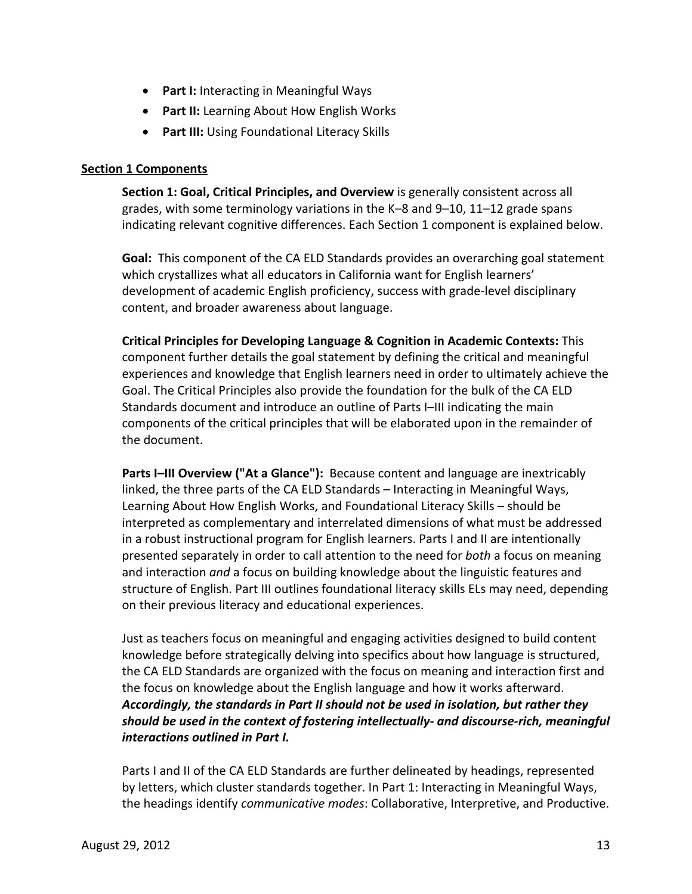- **Part I:** Interacting in Meaningful Ways
- **Part II:** Learning About How English Works
- **Part III:** Using Foundational Literacy Skills

**Section 1 Components**

**Section 1: Goal, Critical Principles, and Overview** is generally consistent across all grades, with some terminology variations in the K–8 and 9–10, 11–12 grade spans indicating relevant cognitive differences. Each Section 1 component is explained below.

**Goal:** This component of the CA ELD Standards provides an overarching goal statement which crystallizes what all educators in California want for English learners' development of academic English proficiency, success with grade-level disciplinary content, and broader awareness about language.

**Critical Principles for Developing Language & Cognition in Academic Contexts:** This component further details the goal statement by defining the critical and meaningful experiences and knowledge that English learners need in order to ultimately achieve the Goal. The Critical Principles also provide the foundation for the bulk of the CA ELD Standards document and introduce an outline of Parts I–III indicating the main components of the critical principles that will be elaborated upon in the remainder of the document.

**Parts I–III Overview ("At a Glance"):** Because content and language are inextricably linked, the three parts of the CA ELD Standards – Interacting in Meaningful Ways, Learning About How English Works, and Foundational Literacy Skills – should be interpreted as complementary and interrelated dimensions of what must be addressed in a robust instructional program for English learners. Parts I and II are intentionally presented separately in order to call attention to the need for *both* a focus on meaning and interaction *and* a focus on building knowledge about the linguistic features and structure of English. Part III outlines foundational literacy skills ELs may need, depending on their previous literacy and educational experiences.

Just as teachers focus on meaningful and engaging activities designed to build content knowledge before strategically delving into specifics about how language is structured, the CA ELD Standards are organized with the focus on meaning and interaction first and the focus on knowledge about the English language and how it works afterward. ***Accordingly, the standards in Part II should not be used in isolation, but rather they should be used in the context of fostering intellectually- and discourse-rich, meaningful interactions outlined in Part I.***

Parts I and II of the CA ELD Standards are further delineated by headings, represented by letters, which cluster standards together. In Part 1: Interacting in Meaningful Ways, the headings identify *communicative modes*: Collaborative, Interpretive, and Productive.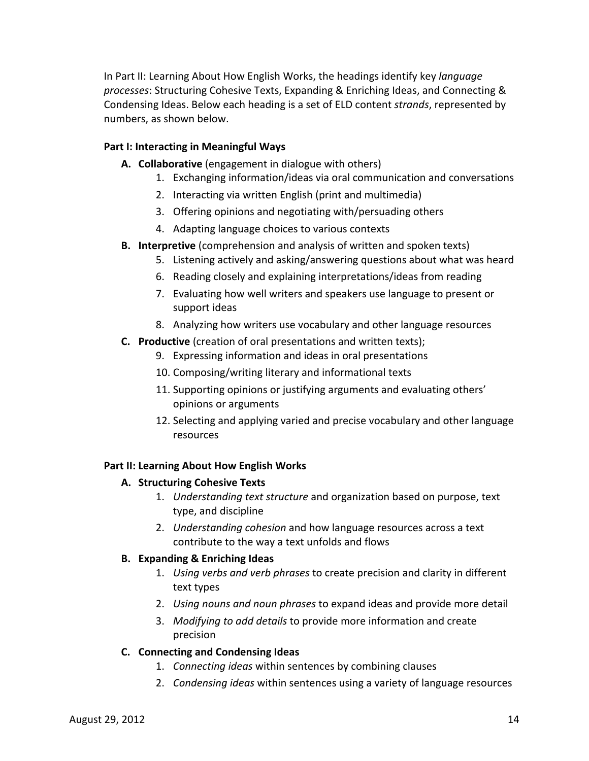In Part II: Learning About How English Works, the headings identify key *language processes*: Structuring Cohesive Texts, Expanding & Enriching Ideas, and Connecting & Condensing Ideas. Below each heading is a set of ELD content *strands*, represented by numbers, as shown below.

**Part I: Interacting in Meaningful Ways**

- **A. Collaborative** (engagement in dialogue with others)
  1. Exchanging information/ideas via oral communication and conversations
  2. Interacting via written English (print and multimedia)
  3. Offering opinions and negotiating with/persuading others
  4. Adapting language choices to various contexts
- **B. Interpretive** (comprehension and analysis of written and spoken texts)
  5. Listening actively and asking/answering questions about what was heard
  6. Reading closely and explaining interpretations/ideas from reading
  7. Evaluating how well writers and speakers use language to present or support ideas
  8. Analyzing how writers use vocabulary and other language resources
- **C. Productive** (creation of oral presentations and written texts);
  9. Expressing information and ideas in oral presentations
  10. Composing/writing literary and informational texts
  11. Supporting opinions or justifying arguments and evaluating others' opinions or arguments
  12. Selecting and applying varied and precise vocabulary and other language resources

**Part II: Learning About How English Works**

- **A. Structuring Cohesive Texts**
  1. *Understanding text structure* and organization based on purpose, text type, and discipline
  2. *Understanding cohesion* and how language resources across a text contribute to the way a text unfolds and flows
- **B. Expanding & Enriching Ideas**
  1. *Using verbs and verb phrases* to create precision and clarity in different text types
  2. *Using nouns and noun phrases* to expand ideas and provide more detail
  3. *Modifying to add details* to provide more information and create precision
- **C. Connecting and Condensing Ideas**
  1. *Connecting ideas* within sentences by combining clauses
  2. *Condensing ideas* within sentences using a variety of language resources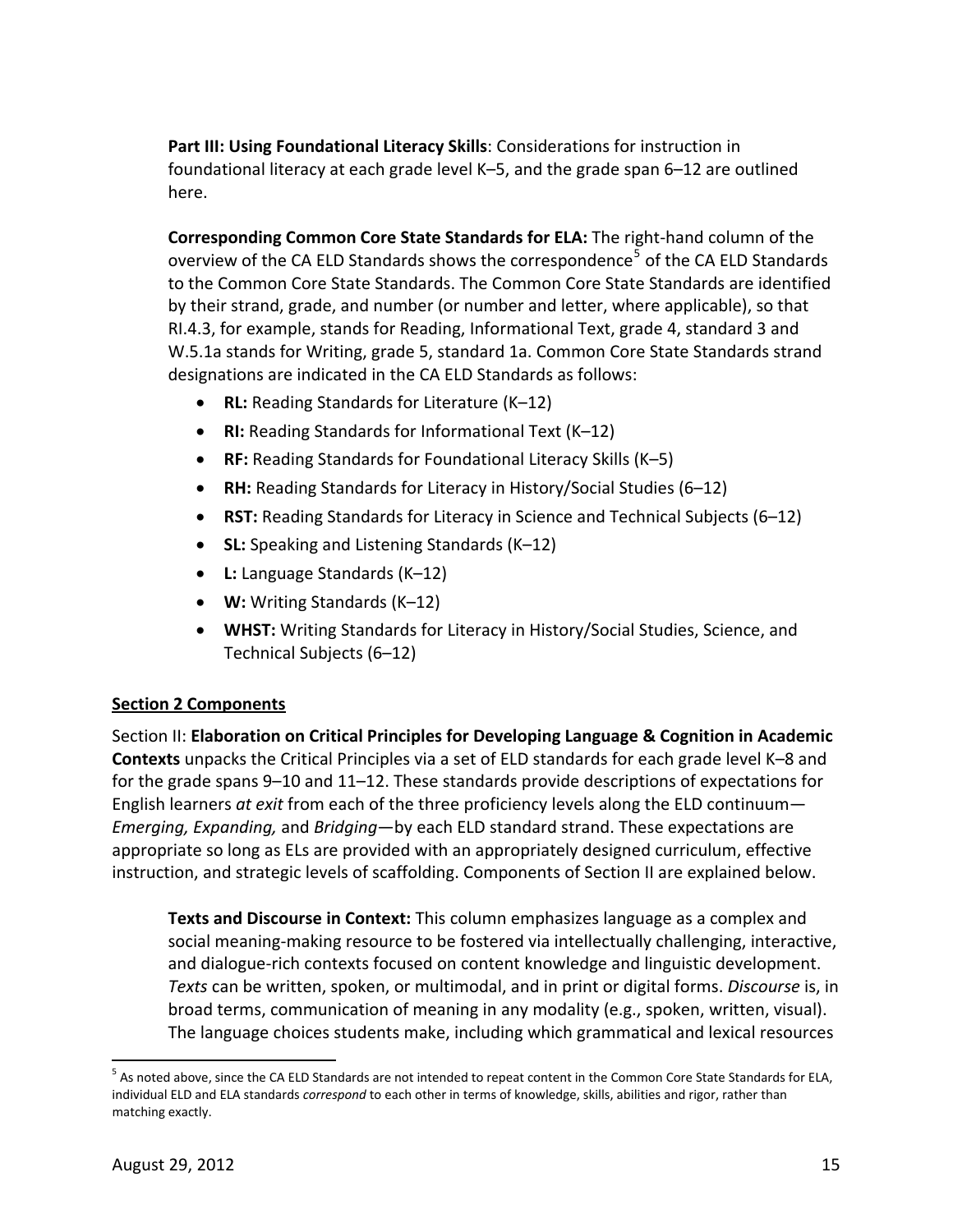**Part III: Using Foundational Literacy Skills**: Considerations for instruction in foundational literacy at each grade level K–5, and the grade span 6–12 are outlined here.

**Corresponding Common Core State Standards for ELA:** The right-hand column of the overview of the CA ELD Standards shows the correspondence[5] of the CA ELD Standards to the Common Core State Standards. The Common Core State Standards are identified by their strand, grade, and number (or number and letter, where applicable), so that RI.4.3, for example, stands for Reading, Informational Text, grade 4, standard 3 and W.5.1a stands for Writing, grade 5, standard 1a. Common Core State Standards strand designations are indicated in the CA ELD Standards as follows:

- **RL:** Reading Standards for Literature (K–12)
- **RI:** Reading Standards for Informational Text (K–12)
- **RF:** Reading Standards for Foundational Literacy Skills (K–5)
- **RH:** Reading Standards for Literacy in History/Social Studies (6–12)
- **RST:** Reading Standards for Literacy in Science and Technical Subjects (6–12)
- **SL:** Speaking and Listening Standards (K–12)
- **L:** Language Standards (K–12)
- **W:** Writing Standards (K–12)
- **WHST:** Writing Standards for Literacy in History/Social Studies, Science, and Technical Subjects (6–12)

**Section 2 Components**

Section II: **Elaboration on Critical Principles for Developing Language & Cognition in Academic Contexts** unpacks the Critical Principles via a set of ELD standards for each grade level K–8 and for the grade spans 9–10 and 11–12. These standards provide descriptions of expectations for English learners *at exit* from each of the three proficiency levels along the ELD continuum—*Emerging, Expanding,* and *Bridging*—by each ELD standard strand. These expectations are appropriate so long as ELs are provided with an appropriately designed curriculum, effective instruction, and strategic levels of scaffolding. Components of Section II are explained below.

**Texts and Discourse in Context:** This column emphasizes language as a complex and social meaning-making resource to be fostered via intellectually challenging, interactive, and dialogue-rich contexts focused on content knowledge and linguistic development. *Texts* can be written, spoken, or multimodal, and in print or digital forms. *Discourse* is, in broad terms, communication of meaning in any modality (e.g., spoken, written, visual). The language choices students make, including which grammatical and lexical resources

[5] As noted above, since the CA ELD Standards are not intended to repeat content in the Common Core State Standards for ELA, individual ELD and ELA standards *correspond* to each other in terms of knowledge, skills, abilities and rigor, rather than matching exactly.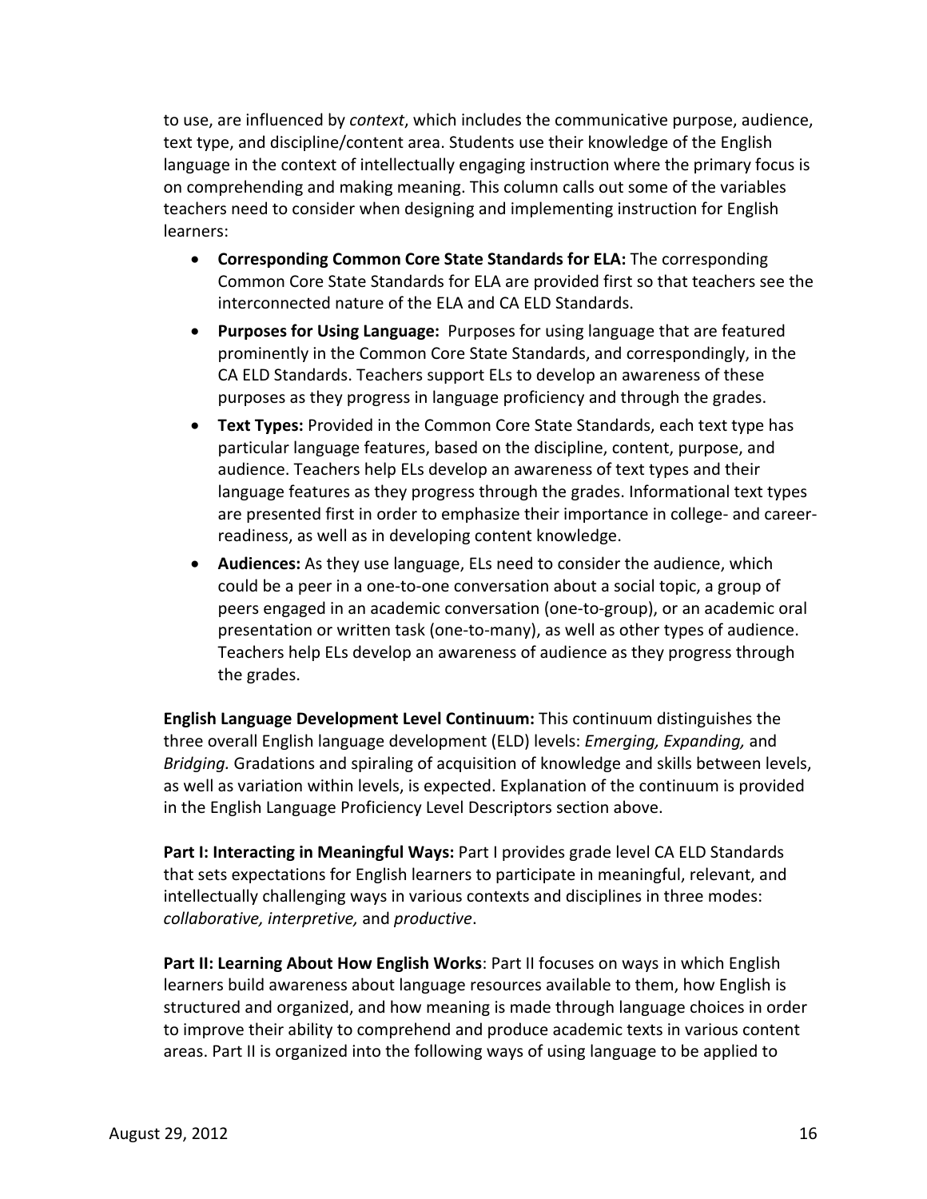to use, are influenced by *context*, which includes the communicative purpose, audience, text type, and discipline/content area. Students use their knowledge of the English language in the context of intellectually engaging instruction where the primary focus is on comprehending and making meaning. This column calls out some of the variables teachers need to consider when designing and implementing instruction for English learners:

- **Corresponding Common Core State Standards for ELA:** The corresponding Common Core State Standards for ELA are provided first so that teachers see the interconnected nature of the ELA and CA ELD Standards.
- **Purposes for Using Language:** Purposes for using language that are featured prominently in the Common Core State Standards, and correspondingly, in the CA ELD Standards. Teachers support ELs to develop an awareness of these purposes as they progress in language proficiency and through the grades.
- **Text Types:** Provided in the Common Core State Standards, each text type has particular language features, based on the discipline, content, purpose, and audience. Teachers help ELs develop an awareness of text types and their language features as they progress through the grades. Informational text types are presented first in order to emphasize their importance in college- and career-readiness, as well as in developing content knowledge.
- **Audiences:** As they use language, ELs need to consider the audience, which could be a peer in a one-to-one conversation about a social topic, a group of peers engaged in an academic conversation (one-to-group), or an academic oral presentation or written task (one-to-many), as well as other types of audience. Teachers help ELs develop an awareness of audience as they progress through the grades.

**English Language Development Level Continuum:** This continuum distinguishes the three overall English language development (ELD) levels: *Emerging, Expanding,* and *Bridging.* Gradations and spiraling of acquisition of knowledge and skills between levels, as well as variation within levels, is expected. Explanation of the continuum is provided in the English Language Proficiency Level Descriptors section above.

**Part I: Interacting in Meaningful Ways:** Part I provides grade level CA ELD Standards that sets expectations for English learners to participate in meaningful, relevant, and intellectually challenging ways in various contexts and disciplines in three modes: *collaborative, interpretive,* and *productive*.

**Part II: Learning About How English Works**: Part II focuses on ways in which English learners build awareness about language resources available to them, how English is structured and organized, and how meaning is made through language choices in order to improve their ability to comprehend and produce academic texts in various content areas. Part II is organized into the following ways of using language to be applied to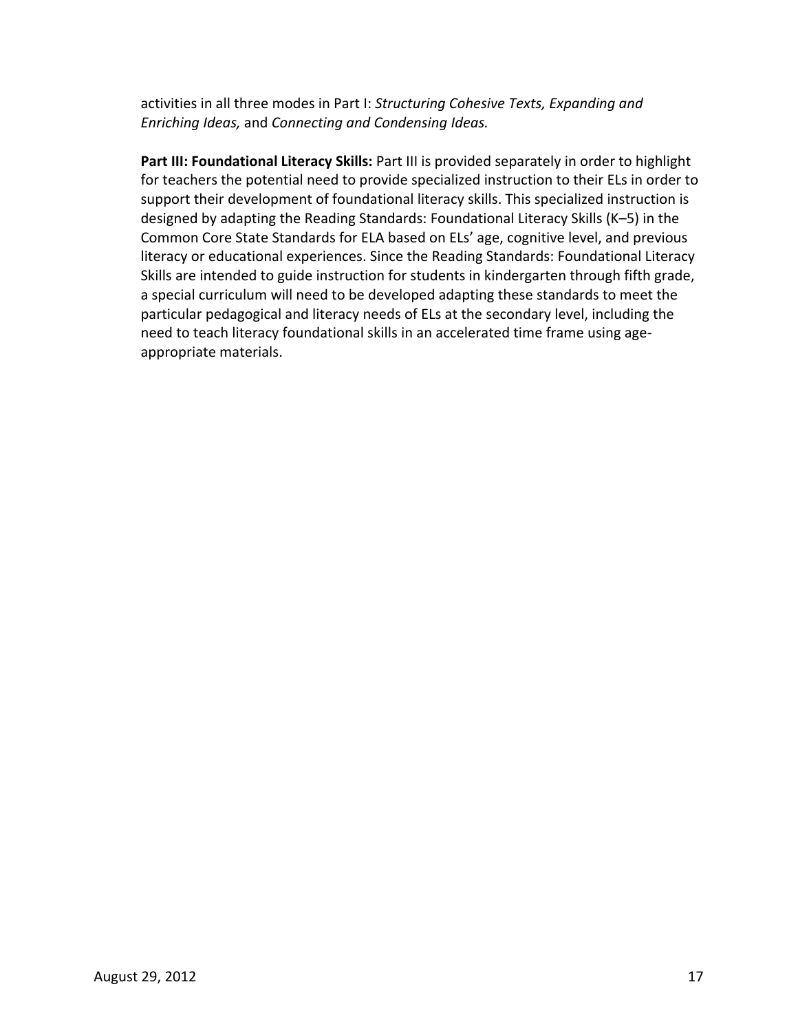activities in all three modes in Part I: *Structuring Cohesive Texts, Expanding and Enriching Ideas,* and *Connecting and Condensing Ideas.*

**Part III: Foundational Literacy Skills:** Part III is provided separately in order to highlight for teachers the potential need to provide specialized instruction to their ELs in order to support their development of foundational literacy skills. This specialized instruction is designed by adapting the Reading Standards: Foundational Literacy Skills (K–5) in the Common Core State Standards for ELA based on ELs' age, cognitive level, and previous literacy or educational experiences. Since the Reading Standards: Foundational Literacy Skills are intended to guide instruction for students in kindergarten through fifth grade, a special curriculum will need to be developed adapting these standards to meet the particular pedagogical and literacy needs of ELs at the secondary level, including the need to teach literacy foundational skills in an accelerated time frame using age-appropriate materials.